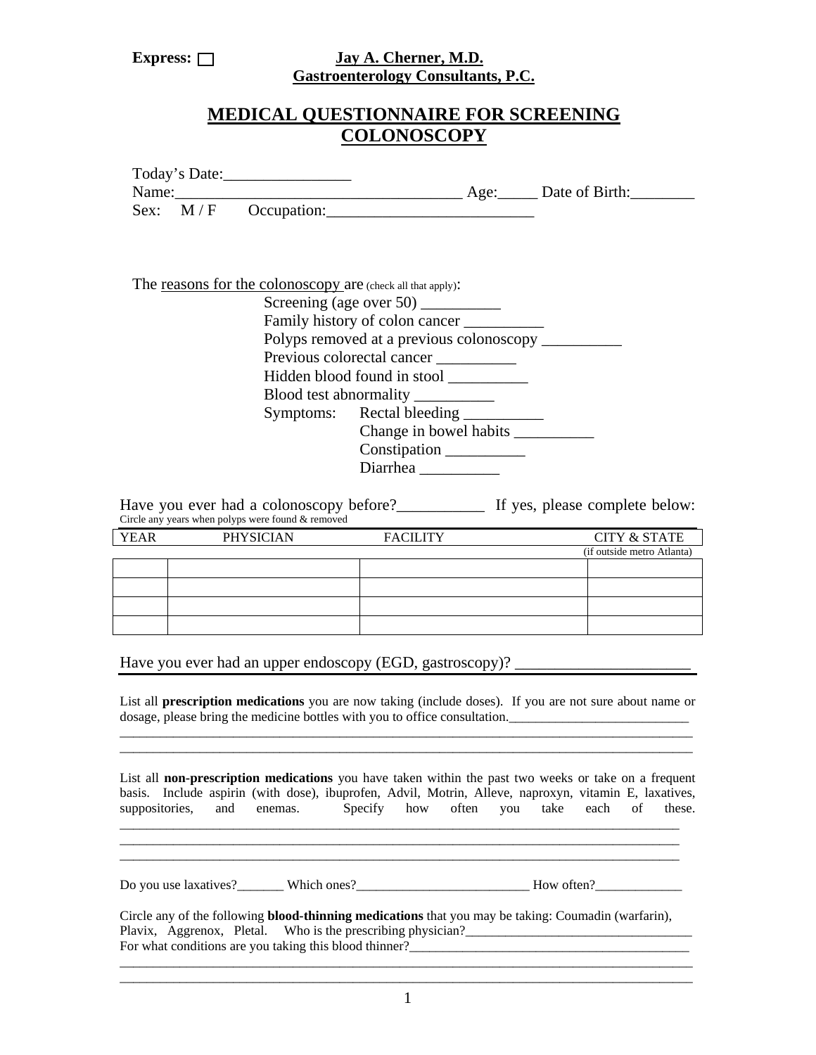**Express:** ☐

**Jay A. Cherner, M.D.**
**Gastroenterology Consultants, P.C.**

# MEDICAL QUESTIONNAIRE FOR SCREENING COLONOSCOPY

Today's Date:________________

Name:___________________________________ Age:_____ Date of Birth:________

Sex: M / F Occupation:_________________________

The reasons for the colonoscopy are (check all that apply):

- Screening (age over 50) __________
- Family history of colon cancer __________
- Polyps removed at a previous colonoscopy __________
- Previous colorectal cancer __________
- Hidden blood found in stool __________
- Blood test abnormality __________
- Symptoms:
  - Rectal bleeding __________
  - Change in bowel habits __________
  - Constipation __________
  - Diarrhea __________

Have you ever had a colonoscopy before?__________ If yes, please complete below:

Circle any years when polyps were found & removed

| YEAR | PHYSICIAN | FACILITY | CITY & STATE (if outside metro Atlanta) |
|---|---|---|---|
| | | | |
| | | | |
| | | | |
| | | | |

Have you ever had an upper endoscopy (EGD, gastroscopy)? _____________________

List all **prescription medications** you are now taking (include doses). If you are not sure about name or dosage, please bring the medicine bottles with you to office consultation.__________________________

______________________________________________________________________________________

______________________________________________________________________________________

List all **non-prescription medications** you have taken within the past two weeks or take on a frequent basis. Include aspirin (with dose), ibuprofen, Advil, Motrin, Alleve, naproxyn, vitamin E, laxatives, suppositories, and enemas. Specify how often you take each of these.

______________________________________________________________________________________

______________________________________________________________________________________

______________________________________________________________________________________

Do you use laxatives?_______ Which ones?_________________________ How often?_____________

Circle any of the following **blood-thinning medications** that you may be taking: Coumadin (warfarin), Plavix, Aggrenox, Pletal. Who is the prescribing physician?_________________________________

For what conditions are you taking this blood thinner?_________________________________________

______________________________________________________________________________________

______________________________________________________________________________________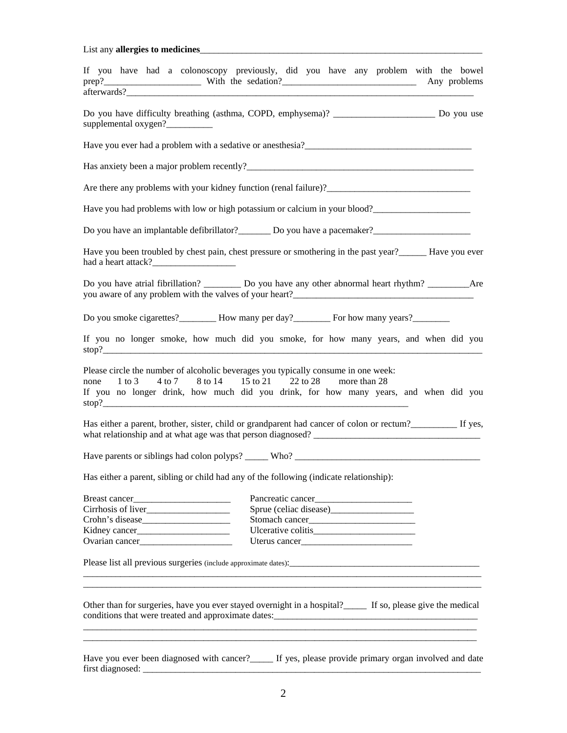List any **allergies to medicines**_______________________________________________________________

If you have had a colonoscopy previously, did you have any problem with the bowel prep?____________________ With the sedation?_____________________________ Any problems afterwards?___________________________________________________________________________

Do you have difficulty breathing (asthma, COPD, emphysema)? ______________________ Do you use supplemental oxygen?__________

Have you ever had a problem with a sedative or anesthesia?____________________________________

Has anxiety been a major problem recently?____________________________________________________

Are there any problems with your kidney function (renal failure)?________________________________

Have you had problems with low or high potassium or calcium in your blood?_____________________

Do you have an implantable defibrillator?_______ Do you have a pacemaker?_____________________

Have you been troubled by chest pain, chest pressure or smothering in the past year?______ Have you ever had a heart attack?__________________

Do you have atrial fibrillation? ________ Do you have any other abnormal heart rhythm? _________Are you aware of any problem with the valves of your heart?________________________________________

Do you smoke cigarettes?________ How many per day?________ For how many years?________

If you no longer smoke, how much did you smoke, for how many years, and when did you stop?____________________________________________________________________________________

Please circle the number of alcoholic beverages you typically consume in one week:
none    1 to 3    4 to 7    8 to 14    15 to 21    22 to 28    more than 28
If you no longer drink, how much did you drink, for how many years, and when did you stop?____________________________________________________________________

Has either a parent, brother, sister, child or grandparent had cancer of colon or rectum?__________ If yes, what relationship and at what age was that person diagnosed? ___________________________________

Have parents or siblings had colon polyps? _____ Who? _________________________________________

Has either a parent, sibling or child had any of the following (indicate relationship):

Breast cancer_____________________    Pancreatic cancer_____________________
Cirrhosis of liver__________________    Sprue (celiac disease)__________________
Crohn's disease___________________    Stomach cancer_______________________
Kidney cancer____________________    Ulcerative colitis______________________
Ovarian cancer____________________    Uterus cancer________________________

Please list all previous surgeries (include approximate dates):__________________________________________
_____________________________________________________________________________________________
_____________________________________________________________________________________________

Other than for surgeries, have you ever stayed overnight in a hospital?_____ If so, please give the medical conditions that were treated and approximate dates:_____________________________________________
_____________________________________________________________________________________________
_____________________________________________________________________________________________

Have you ever been diagnosed with cancer?_____ If yes, please provide primary organ involved and date first diagnosed: ____________________________________________________________________________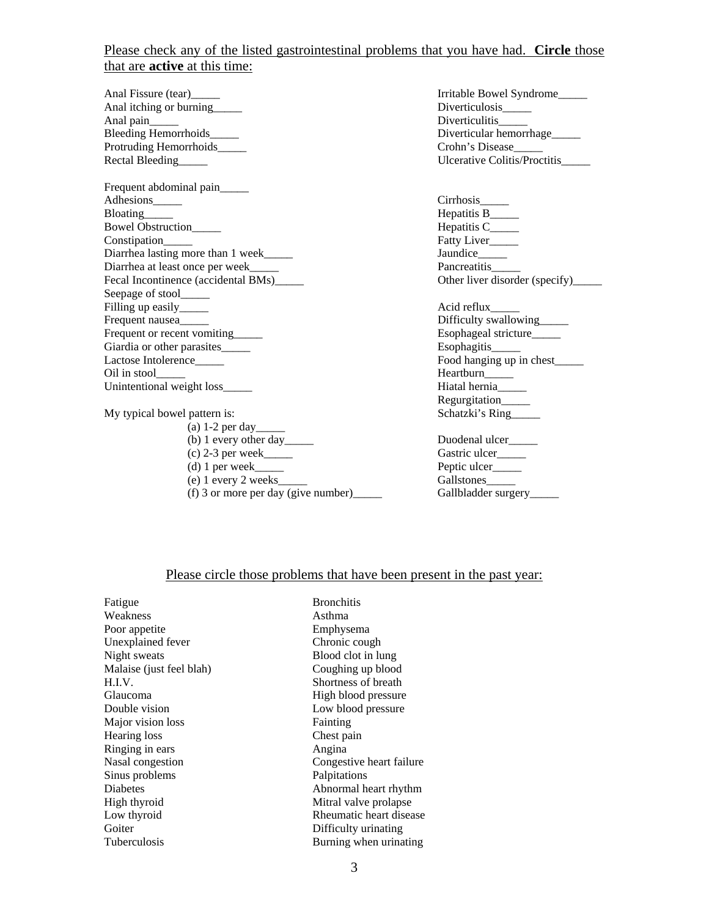Please check any of the listed gastrointestinal problems that you have had. **Circle** those that are **active** at this time:

Anal Fissure (tear)_____
Anal itching or burning_____
Anal pain_____
Bleeding Hemorrhoids_____
Protruding Hemorrhoids_____
Rectal Bleeding_____

Frequent abdominal pain_____
Adhesions_____
Bloating_____
Bowel Obstruction_____
Constipation_____
Diarrhea lasting more than 1 week_____
Diarrhea at least once per week_____
Fecal Incontinence (accidental BMs)_____
Seepage of stool_____
Filling up easily_____
Frequent nausea_____
Frequent or recent vomiting_____
Giardia or other parasites_____
Lactose Intolerence_____
Oil in stool_____
Unintentional weight loss_____

My typical bowel pattern is:

- (a) 1-2 per day_____
- (b) 1 every other day_____
- (c) 2-3 per week_____
- (d) 1 per week_____
- (e) 1 every 2 weeks_____
- (f) 3 or more per day (give number)_____

Irritable Bowel Syndrome_____
Diverticulosis_____
Diverticulitis_____
Diverticular hemorrhage_____
Crohn's Disease_____
Ulcerative Colitis/Proctitis_____

Cirrhosis_____
Hepatitis B_____
Hepatitis C_____
Fatty Liver_____
Jaundice_____
Pancreatitis_____
Other liver disorder (specify)_____

Acid reflux_____
Difficulty swallowing_____
Esophageal stricture_____
Esophagitis_____
Food hanging up in chest_____
Heartburn_____
Hiatal hernia_____
Regurgitation_____
Schatzki's Ring_____

Duodenal ulcer_____
Gastric ulcer_____
Peptic ulcer_____
Gallstones_____
Gallbladder surgery_____

Please circle those problems that have been present in the past year:

Fatigue
Weakness
Poor appetite
Unexplained fever
Night sweats
Malaise (just feel blah)
H.I.V.
Glaucoma
Double vision
Major vision loss
Hearing loss
Ringing in ears
Nasal congestion
Sinus problems
Diabetes
High thyroid
Low thyroid
Goiter
Tuberculosis

Bronchitis
Asthma
Emphysema
Chronic cough
Blood clot in lung
Coughing up blood
Shortness of breath
High blood pressure
Low blood pressure
Fainting
Chest pain
Angina
Congestive heart failure
Palpitations
Abnormal heart rhythm
Mitral valve prolapse
Rheumatic heart disease
Difficulty urinating
Burning when urinating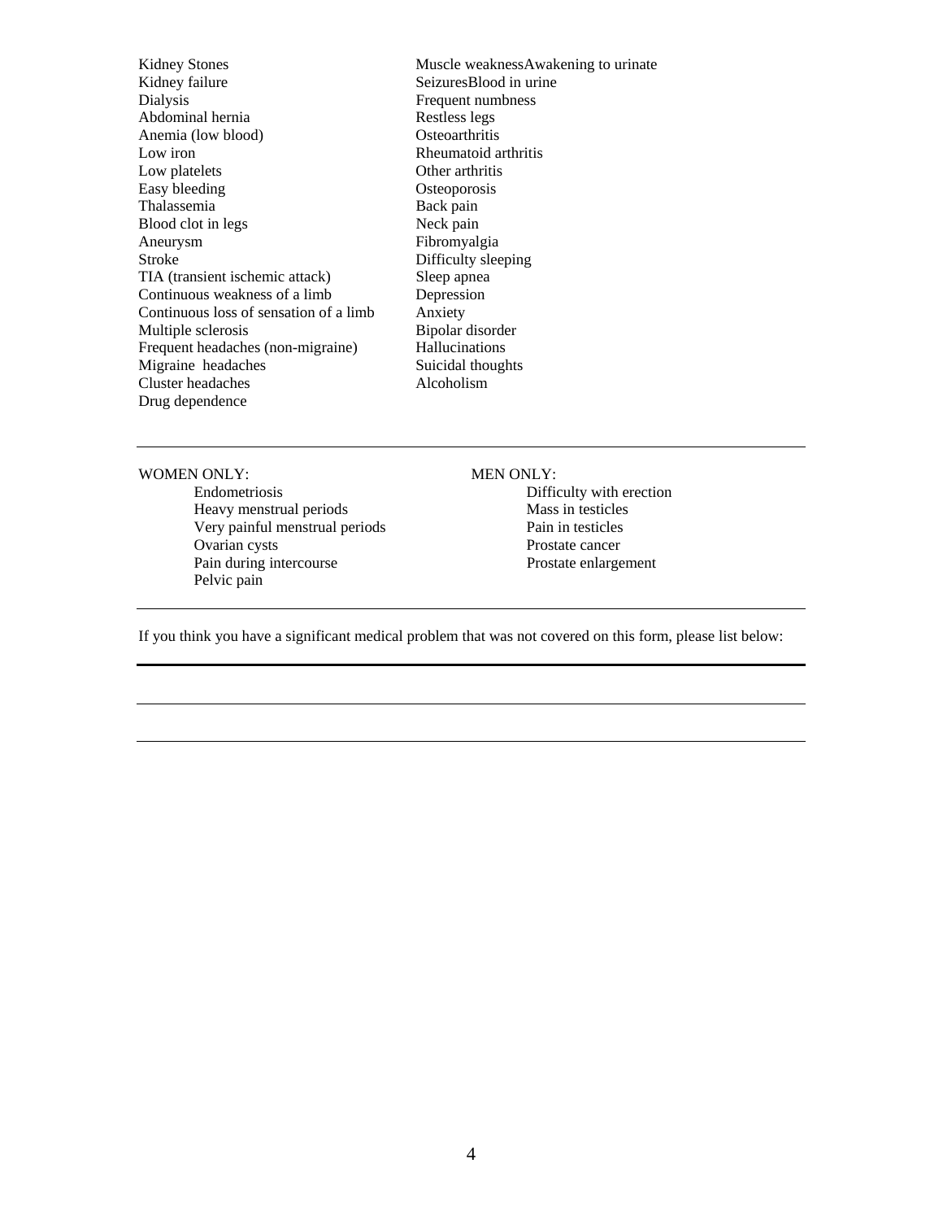Kidney Stones
Kidney failure
Dialysis
Abdominal hernia
Anemia (low blood)
Low iron
Low platelets
Easy bleeding
Thalassemia
Blood clot in legs
Aneurysm
Stroke
TIA (transient ischemic attack)
Continuous weakness of a limb
Continuous loss of sensation of a limb
Multiple sclerosis
Frequent headaches (non-migraine)
Migraine headaches
Cluster headaches
Drug dependence

Muscle weaknessAwakening to urinate
SeizuresBlood in urine
Frequent numbness
Restless legs
Osteoarthritis
Rheumatoid arthritis
Other arthritis
Osteoporosis
Back pain
Neck pain
Fibromyalgia
Difficulty sleeping
Sleep apnea
Depression
Anxiety
Bipolar disorder
Hallucinations
Suicidal thoughts
Alcoholism

---

WOMEN ONLY:

- Endometriosis
- Heavy menstrual periods
- Very painful menstrual periods
- Ovarian cysts
- Pain during intercourse
- Pelvic pain

MEN ONLY:

- Difficulty with erection
- Mass in testicles
- Pain in testicles
- Prostate cancer
- Prostate enlargement

---

If you think you have a significant medical problem that was not covered on this form, please list below:

______________________________________________________________________________

______________________________________________________________________________

______________________________________________________________________________